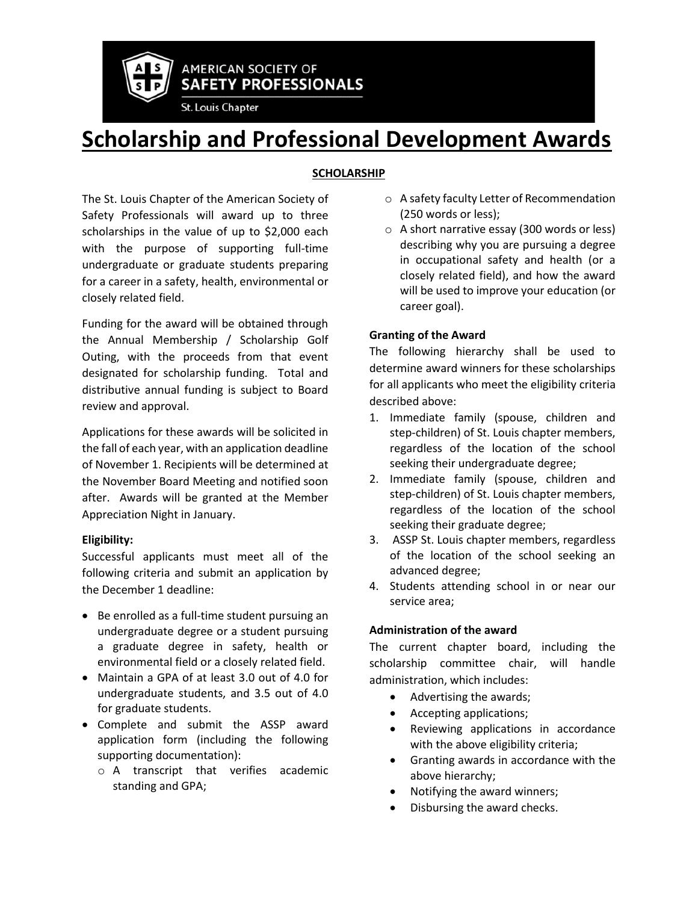AMERICAN SOCIETY OF
SAFETY PROFESSIONALS
St. Louis Chapter

# Scholarship and Professional Development Awards

## SCHOLARSHIP

The St. Louis Chapter of the American Society of Safety Professionals will award up to three scholarships in the value of up to $2,000 each with the purpose of supporting full-time undergraduate or graduate students preparing for a career in a safety, health, environmental or closely related field.

Funding for the award will be obtained through the Annual Membership / Scholarship Golf Outing, with the proceeds from that event designated for scholarship funding. Total and distributive annual funding is subject to Board review and approval.

Applications for these awards will be solicited in the fall of each year, with an application deadline of November 1. Recipients will be determined at the November Board Meeting and notified soon after. Awards will be granted at the Member Appreciation Night in January.

**Eligibility:**
Successful applicants must meet all of the following criteria and submit an application by the December 1 deadline:

- Be enrolled as a full-time student pursuing an undergraduate degree or a student pursuing a graduate degree in safety, health or environmental field or a closely related field.
- Maintain a GPA of at least 3.0 out of 4.0 for undergraduate students, and 3.5 out of 4.0 for graduate students.
- Complete and submit the ASSP award application form (including the following supporting documentation):
  - A transcript that verifies academic standing and GPA;
  - A safety faculty Letter of Recommendation (250 words or less);
  - A short narrative essay (300 words or less) describing why you are pursuing a degree in occupational safety and health (or a closely related field), and how the award will be used to improve your education (or career goal).

**Granting of the Award**
The following hierarchy shall be used to determine award winners for these scholarships for all applicants who meet the eligibility criteria described above:

1. Immediate family (spouse, children and step-children) of St. Louis chapter members, regardless of the location of the school seeking their undergraduate degree;
2. Immediate family (spouse, children and step-children) of St. Louis chapter members, regardless of the location of the school seeking their graduate degree;
3. ASSP St. Louis chapter members, regardless of the location of the school seeking an advanced degree;
4. Students attending school in or near our service area;

**Administration of the award**
The current chapter board, including the scholarship committee chair, will handle administration, which includes:

- Advertising the awards;
- Accepting applications;
- Reviewing applications in accordance with the above eligibility criteria;
- Granting awards in accordance with the above hierarchy;
- Notifying the award winners;
- Disbursing the award checks.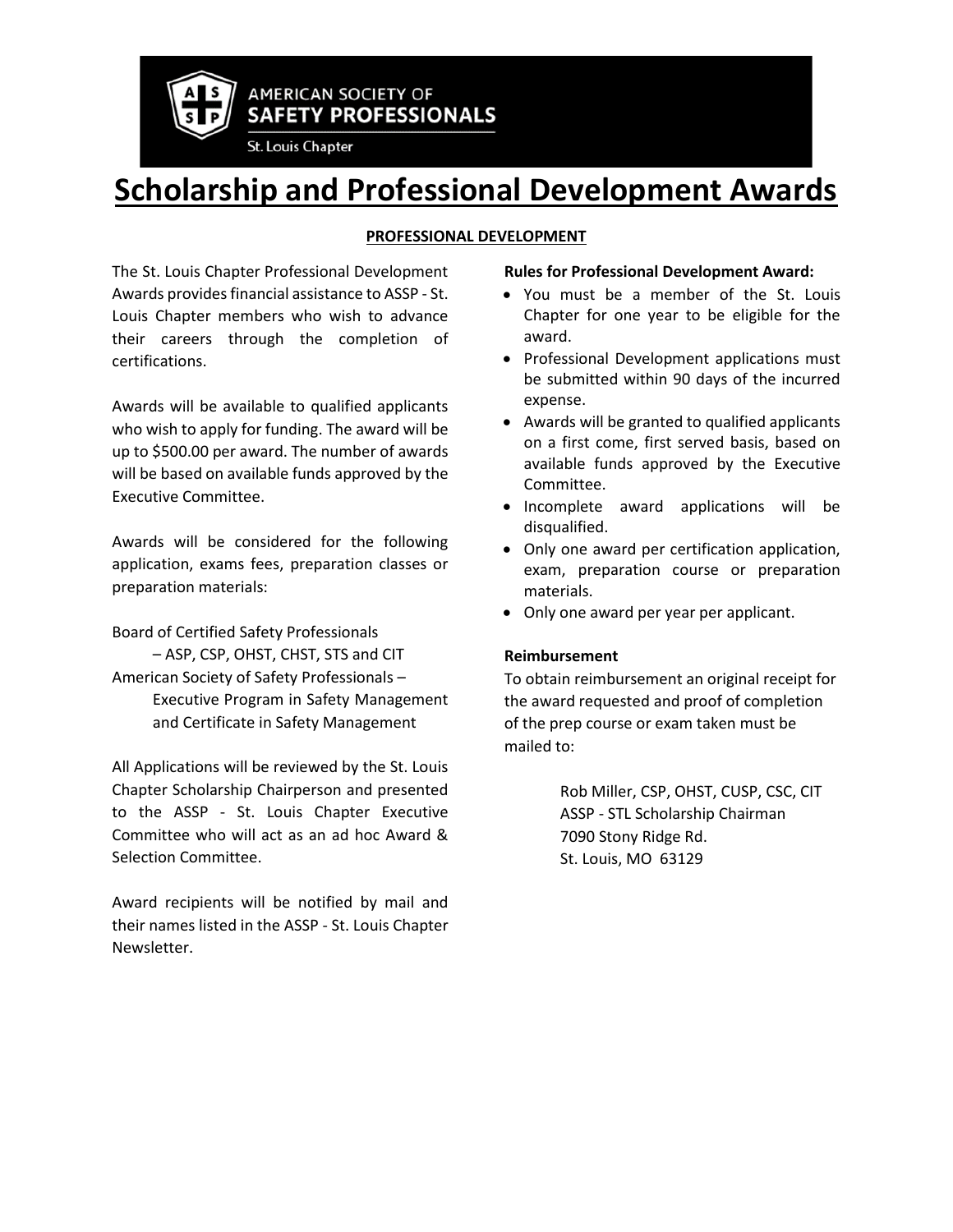AMERICAN SOCIETY OF
**SAFETY PROFESSIONALS**
St. Louis Chapter

# Scholarship and Professional Development Awards

## PROFESSIONAL DEVELOPMENT

The St. Louis Chapter Professional Development Awards provides financial assistance to ASSP - St. Louis Chapter members who wish to advance their careers through the completion of certifications.

Awards will be available to qualified applicants who wish to apply for funding. The award will be up to $500.00 per award. The number of awards will be based on available funds approved by the Executive Committee.

Awards will be considered for the following application, exams fees, preparation classes or preparation materials:

Board of Certified Safety Professionals
– ASP, CSP, OHST, CHST, STS and CIT
American Society of Safety Professionals –
Executive Program in Safety Management and Certificate in Safety Management

All Applications will be reviewed by the St. Louis Chapter Scholarship Chairperson and presented to the ASSP - St. Louis Chapter Executive Committee who will act as an ad hoc Award & Selection Committee.

Award recipients will be notified by mail and their names listed in the ASSP - St. Louis Chapter Newsletter.

**Rules for Professional Development Award:**

- You must be a member of the St. Louis Chapter for one year to be eligible for the award.
- Professional Development applications must be submitted within 90 days of the incurred expense.
- Awards will be granted to qualified applicants on a first come, first served basis, based on available funds approved by the Executive Committee.
- Incomplete award applications will be disqualified.
- Only one award per certification application, exam, preparation course or preparation materials.
- Only one award per year per applicant.

**Reimbursement**

To obtain reimbursement an original receipt for the award requested and proof of completion of the prep course or exam taken must be mailed to:

Rob Miller, CSP, OHST, CUSP, CSC, CIT
ASSP - STL Scholarship Chairman
7090 Stony Ridge Rd.
St. Louis, MO 63129